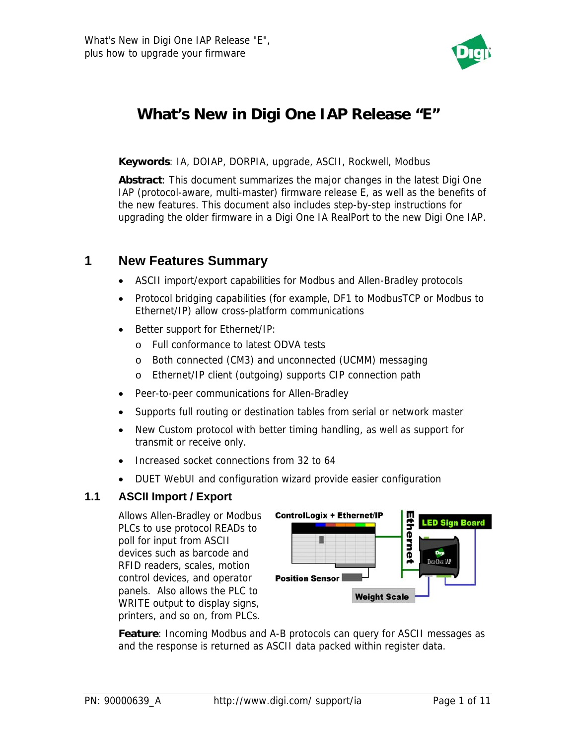# What's New in Digi One IAP Release "E"

**Keywords**: IA, DOIAP, DORPIA, upgrade, ASCII, Rockwell, Modbus

**Abstract**: This document summarizes the major changes in the latest Digi One IAP (protocol-aware, multi-master) firmware release E, as well as the benefits of the new features. This document also includes step-by-step instructions for upgrading the older firmware in a Digi One IA RealPort to the new Digi One IAP.

## 1 New Features Summary

- ASCII import/export capabilities for Modbus and Allen-Bradley protocols
- Protocol bridging capabilities (for example, DF1 to ModbusTCP or Modbus to Ethernet/IP) allow cross-platform communications
- Better support for Ethernet/IP:
  - Full conformance to latest ODVA tests
  - Both connected (CM3) and unconnected (UCMM) messaging
  - Ethernet/IP client (outgoing) supports CIP connection path
- Peer-to-peer communications for Allen-Bradley
- Supports full routing or destination tables from serial or network master
- New Custom protocol with better timing handling, as well as support for transmit or receive only.
- Increased socket connections from 32 to 64
- DUET WebUI and configuration wizard provide easier configuration

### 1.1 ASCII Import / Export

Allows Allen-Bradley or Modbus PLCs to use protocol READs to poll for input from ASCII devices such as barcode and RFID readers, scales, motion control devices, and operator panels. Also allows the PLC to WRITE output to display signs, printers, and so on, from PLCs.

**Feature**: Incoming Modbus and A-B protocols can query for ASCII messages as and the response is returned as ASCII data packed within register data.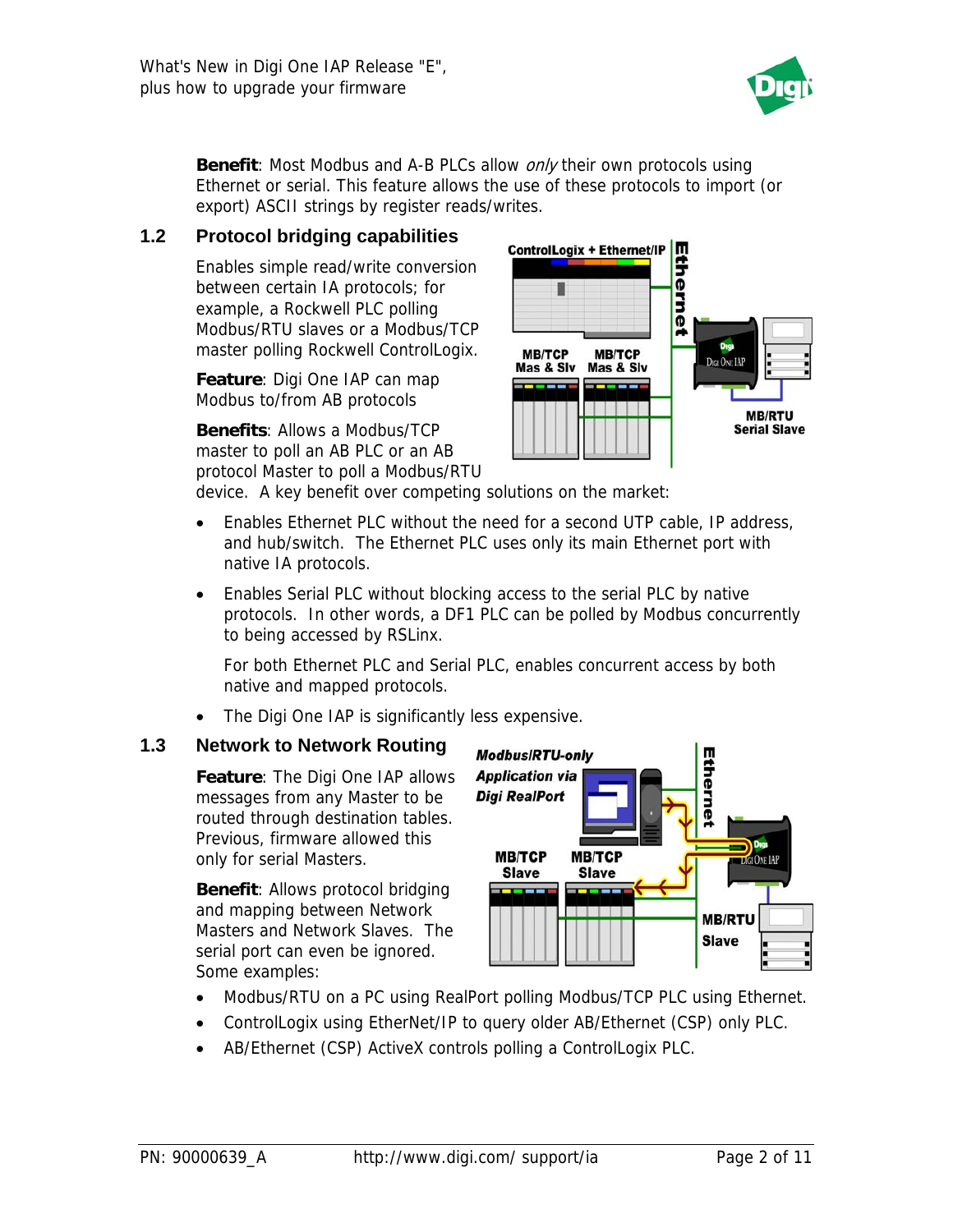**Benefit**: Most Modbus and A-B PLCs allow *only* their own protocols using Ethernet or serial. This feature allows the use of these protocols to import (or export) ASCII strings by register reads/writes.

## 1.2 Protocol bridging capabilities

Enables simple read/write conversion between certain IA protocols; for example, a Rockwell PLC polling Modbus/RTU slaves or a Modbus/TCP master polling Rockwell ControlLogix.

**Feature**: Digi One IAP can map Modbus to/from AB protocols

**Benefits**: Allows a Modbus/TCP master to poll an AB PLC or an AB protocol Master to poll a Modbus/RTU device. A key benefit over competing solutions on the market:

- Enables Ethernet PLC without the need for a second UTP cable, IP address, and hub/switch. The Ethernet PLC uses only its main Ethernet port with native IA protocols.
- Enables Serial PLC without blocking access to the serial PLC by native protocols. In other words, a DF1 PLC can be polled by Modbus concurrently to being accessed by RSLinx.

  For both Ethernet PLC and Serial PLC, enables concurrent access by both native and mapped protocols.
- The Digi One IAP is significantly less expensive.

## 1.3 Network to Network Routing

**Feature**: The Digi One IAP allows messages from any Master to be routed through destination tables. Previous, firmware allowed this only for serial Masters.

**Benefit**: Allows protocol bridging and mapping between Network Masters and Network Slaves. The serial port can even be ignored. Some examples:

- Modbus/RTU on a PC using RealPort polling Modbus/TCP PLC using Ethernet.
- ControlLogix using EtherNet/IP to query older AB/Ethernet (CSP) only PLC.
- AB/Ethernet (CSP) ActiveX controls polling a ControlLogix PLC.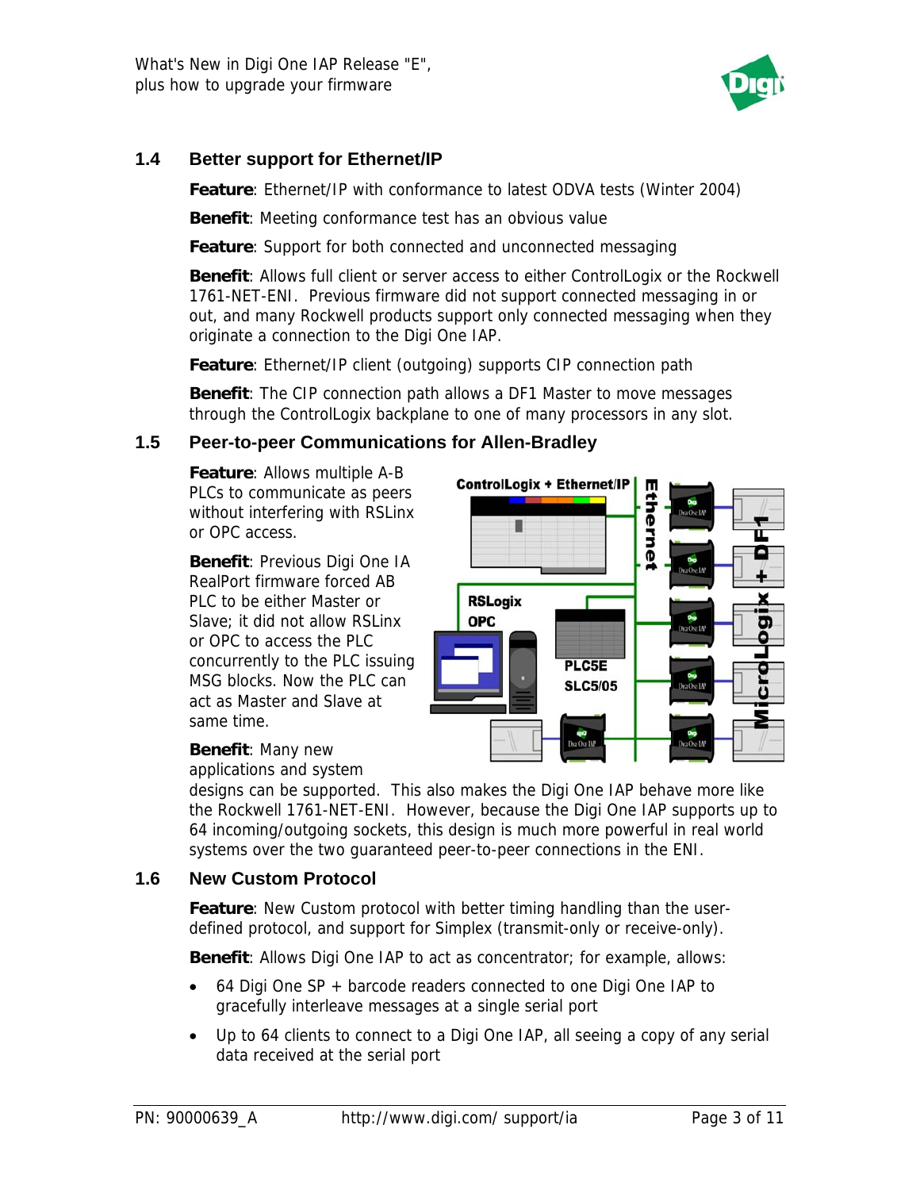## 1.4 Better support for Ethernet/IP

**Feature**: Ethernet/IP with conformance to latest ODVA tests (Winter 2004)

**Benefit**: Meeting conformance test has an obvious value

**Feature**: Support for both connected and unconnected messaging

**Benefit**: Allows full client or server access to either ControlLogix or the Rockwell 1761-NET-ENI. Previous firmware did not support connected messaging in or out, and many Rockwell products support only connected messaging when they originate a connection to the Digi One IAP.

**Feature**: Ethernet/IP client (outgoing) supports CIP connection path

**Benefit**: The CIP connection path allows a DF1 Master to move messages through the ControlLogix backplane to one of many processors in any slot.

## 1.5 Peer-to-peer Communications for Allen-Bradley

**Feature**: Allows multiple A-B PLCs to communicate as peers without interfering with RSLinx or OPC access.

**Benefit**: Previous Digi One IA RealPort firmware forced AB PLC to be either Master or Slave; it did not allow RSLinx or OPC to access the PLC concurrently to the PLC issuing MSG blocks. Now the PLC can act as Master and Slave at same time.

**Benefit**: Many new applications and system designs can be supported. This also makes the Digi One IAP behave more like the Rockwell 1761-NET-ENI. However, because the Digi One IAP supports up to 64 incoming/outgoing sockets, this design is much more powerful in real world systems over the two guaranteed peer-to-peer connections in the ENI.

## 1.6 New Custom Protocol

**Feature**: New Custom protocol with better timing handling than the user-defined protocol, and support for Simplex (transmit-only or receive-only).

**Benefit**: Allows Digi One IAP to act as concentrator; for example, allows:

- 64 Digi One SP + barcode readers connected to one Digi One IAP to gracefully interleave messages at a single serial port
- Up to 64 clients to connect to a Digi One IAP, all seeing a copy of any serial data received at the serial port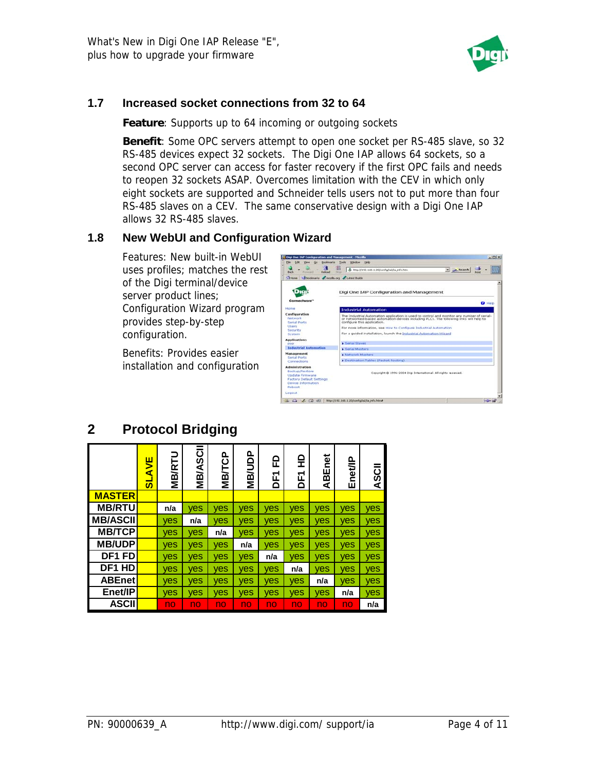### 1.7 Increased socket connections from 32 to 64

**Feature**: Supports up to 64 incoming or outgoing sockets

**Benefit**: Some OPC servers attempt to open one socket per RS-485 slave, so 32 RS-485 devices expect 32 sockets. The Digi One IAP allows 64 sockets, so a second OPC server can access for faster recovery if the first OPC fails and needs to reopen 32 sockets ASAP. Overcomes limitation with the CEV in which only eight sockets are supported and Schneider tells users not to put more than four RS-485 slaves on a CEV. The same conservative design with a Digi One IAP allows 32 RS-485 slaves.

### 1.8 New WebUI and Configuration Wizard

Features: New built-in WebUI uses profiles; matches the rest of the Digi terminal/device server product lines; Configuration Wizard program provides step-by-step configuration.

Benefits: Provides easier installation and configuration

## 2 Protocol Bridging

| | SLAVE | MB/RTU | MB/ASCII | MB/TCP | MB/UDP | DF1 FD | DF1 HD | ABEnet | Enet/IP | ASCII |
|---|---|---|---|---|---|---|---|---|---|---|
| MASTER | | | | | | | | | | |
| MB/RTU | | n/a | yes | yes | yes | yes | yes | yes | yes | yes |
| MB/ASCII | | yes | n/a | yes | yes | yes | yes | yes | yes | yes |
| MB/TCP | | yes | yes | n/a | yes | yes | yes | yes | yes | yes |
| MB/UDP | | yes | yes | yes | n/a | yes | yes | yes | yes | yes |
| DF1 FD | | yes | yes | yes | yes | n/a | yes | yes | yes | yes |
| DF1 HD | | yes | yes | yes | yes | yes | n/a | yes | yes | yes |
| ABEnet | | yes | yes | yes | yes | yes | yes | n/a | yes | yes |
| Enet/IP | | yes | yes | yes | yes | yes | yes | yes | n/a | yes |
| ASCII | | no | no | no | no | no | no | no | no | n/a |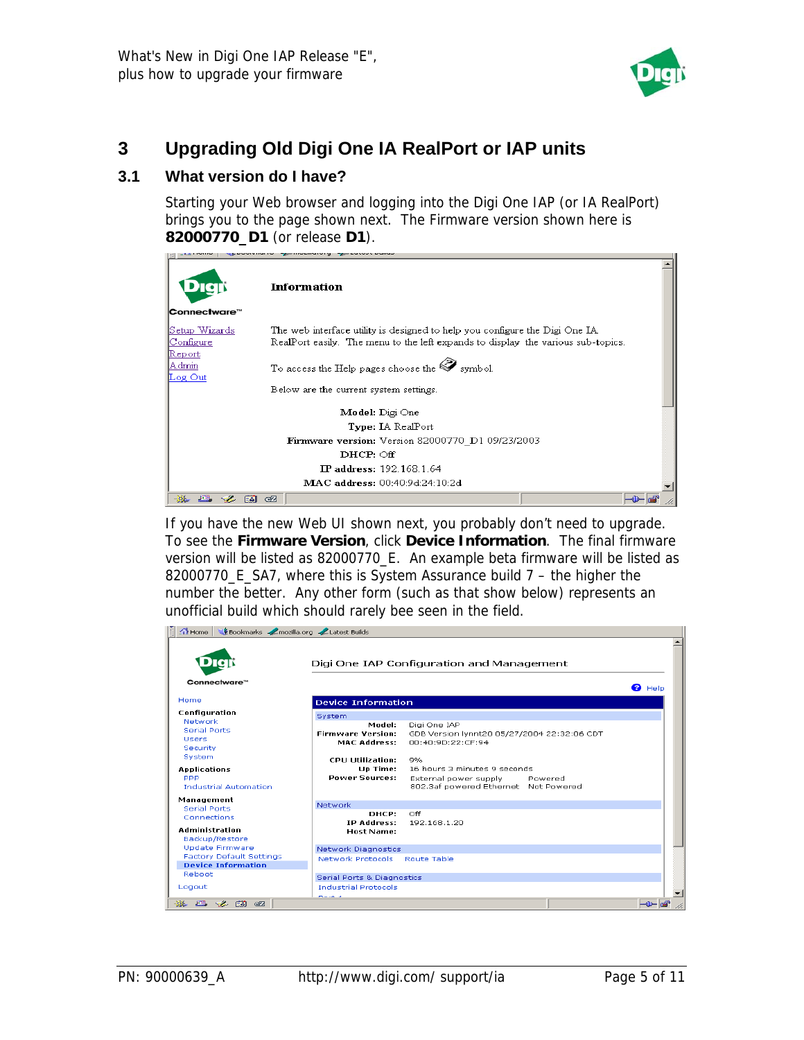## 3 Upgrading Old Digi One IA RealPort or IAP units

### 3.1 What version do I have?

Starting your Web browser and logging into the Digi One IAP (or IA RealPort) brings you to the page shown next. The Firmware version shown here is **82000770_D1** (or release **D1**).

If you have the new Web UI shown next, you probably don't need to upgrade. To see the **Firmware Version**, click **Device Information**. The final firmware version will be listed as 82000770_E. An example beta firmware will be listed as 82000770_E_SA7, where this is System Assurance build 7 – the higher the number the better. Any other form (such as that show below) represents an unofficial build which should rarely bee seen in the field.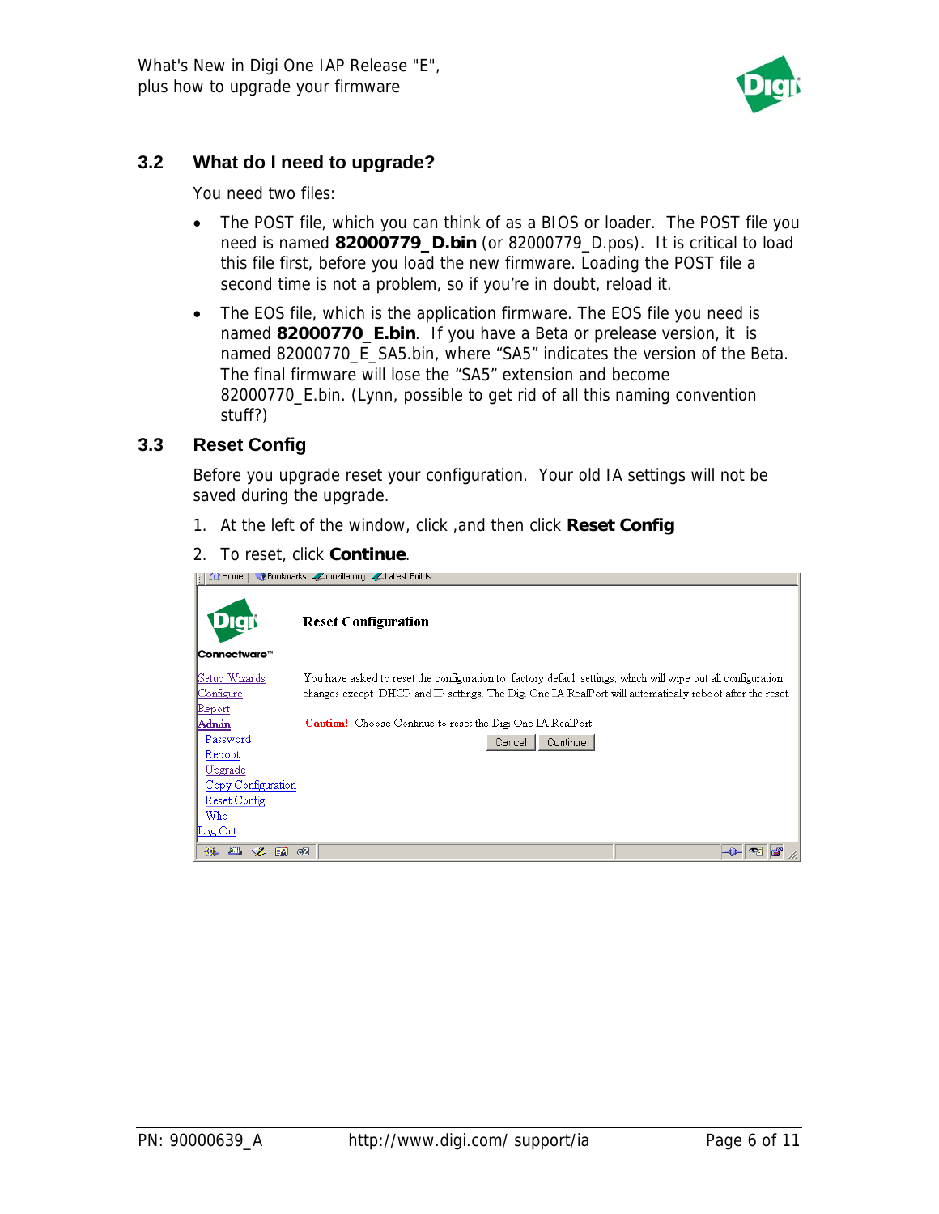## 3.2 What do I need to upgrade?

You need two files:

- The POST file, which you can think of as a BIOS or loader. The POST file you need is named **82000779_D.bin** (or 82000779_D.pos). It is critical to load this file first, before you load the new firmware. Loading the POST file a second time is not a problem, so if you're in doubt, reload it.
- The EOS file, which is the application firmware. The EOS file you need is named **82000770_E.bin**. If you have a Beta or prelease version, it is named 82000770_E_SA5.bin, where "SA5" indicates the version of the Beta. The final firmware will lose the "SA5" extension and become 82000770_E.bin. (Lynn, possible to get rid of all this naming convention stuff?)

## 3.3 Reset Config

Before you upgrade reset your configuration. Your old IA settings will not be saved during the upgrade.

1. At the left of the window, click ,and then click **Reset Config**
2. To reset, click **Continue**.

Home | Bookmarks mozilla.org Latest Builds

Connectware™

**Reset Configuration**

Setup Wizards
Configure
Report
Admin
Password
Reboot
Upgrade
Copy Configuration
Reset Config
Who
Log Out

You have asked to reset the configuration to factory default settings, which will wipe out all configuration changes except DHCP and IP settings. The Digi One IA RealPort will automatically reboot after the reset.

**Caution!** Choose Continue to reset the Digi One IA RealPort.

Cancel Continue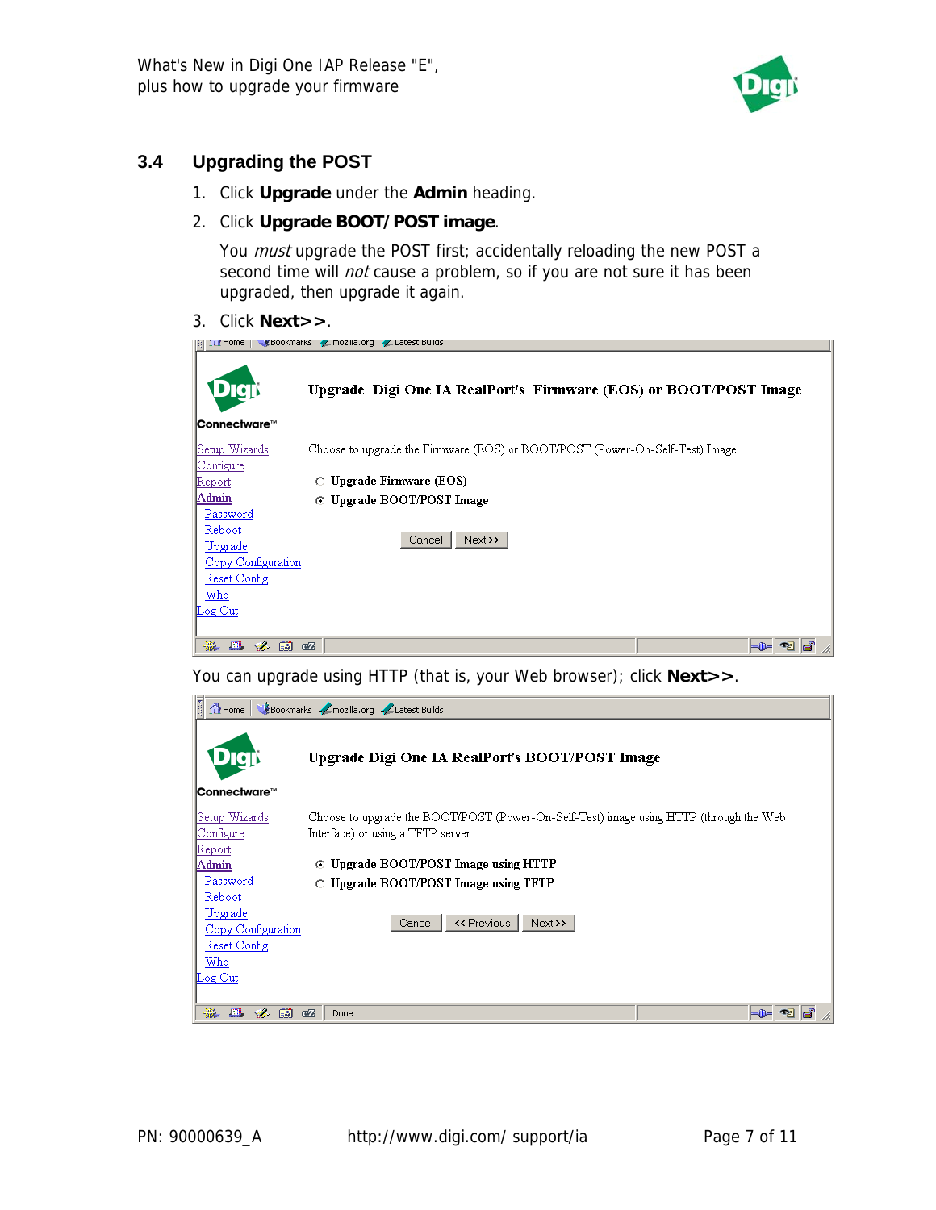### 3.4 Upgrading the POST

1. Click **Upgrade** under the **Admin** heading.
2. Click **Upgrade BOOT/POST image**.

   You *must* upgrade the POST first; accidentally reloading the new POST a second time will *not* cause a problem, so if you are not sure it has been upgraded, then upgrade it again.

3. Click **Next>>**.

You can upgrade using HTTP (that is, your Web browser); click **Next>>**.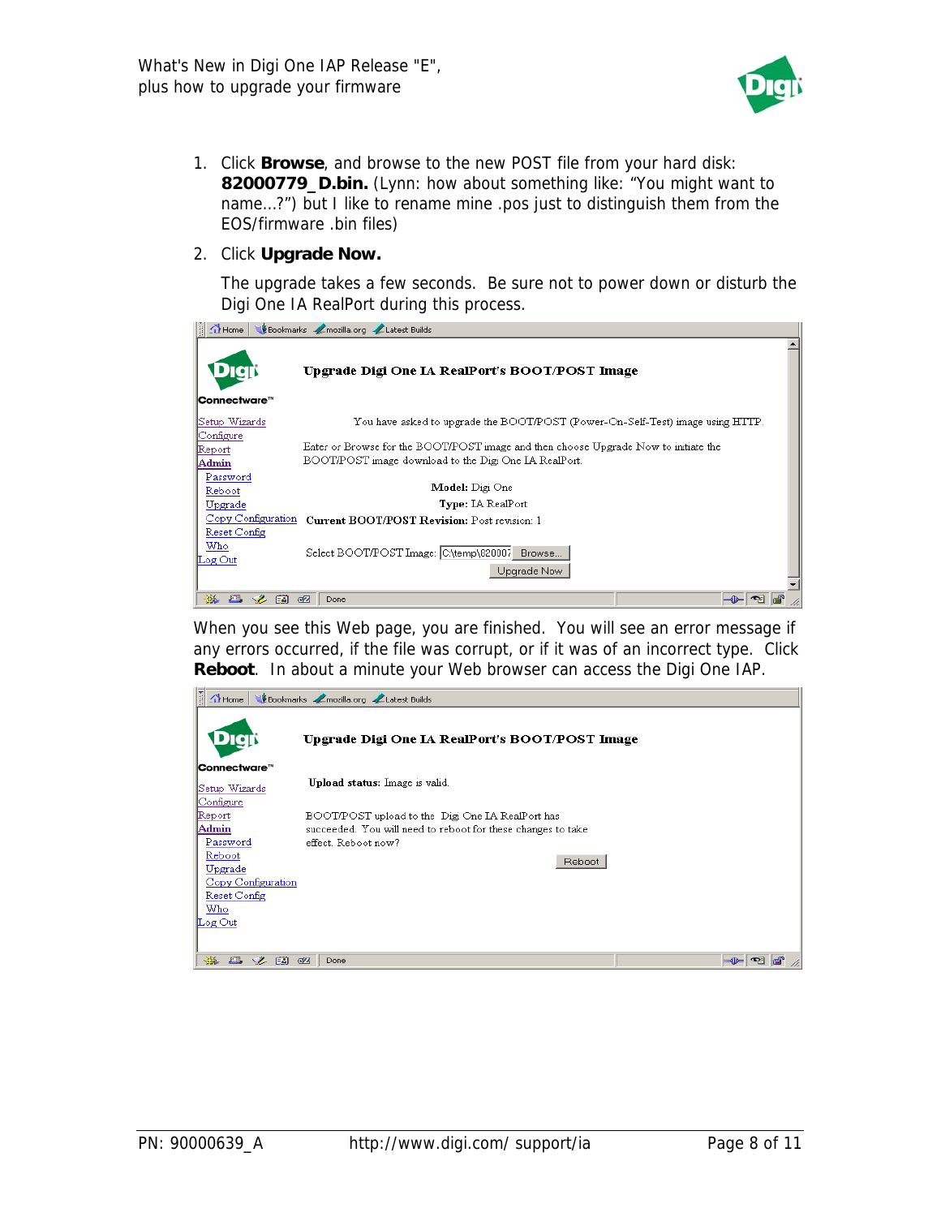1. Click **Browse**, and browse to the new POST file from your hard disk: **82000779_D.bin.** (Lynn: how about something like: "You might want to name...?") but I like to rename mine .pos just to distinguish them from the EOS/firmware .bin files)

2. Click **Upgrade Now.**

   The upgrade takes a few seconds. Be sure not to power down or disturb the Digi One IA RealPort during this process.

When you see this Web page, you are finished. You will see an error message if any errors occurred, if the file was corrupt, or if it was of an incorrect type. Click **Reboot**. In about a minute your Web browser can access the Digi One IAP.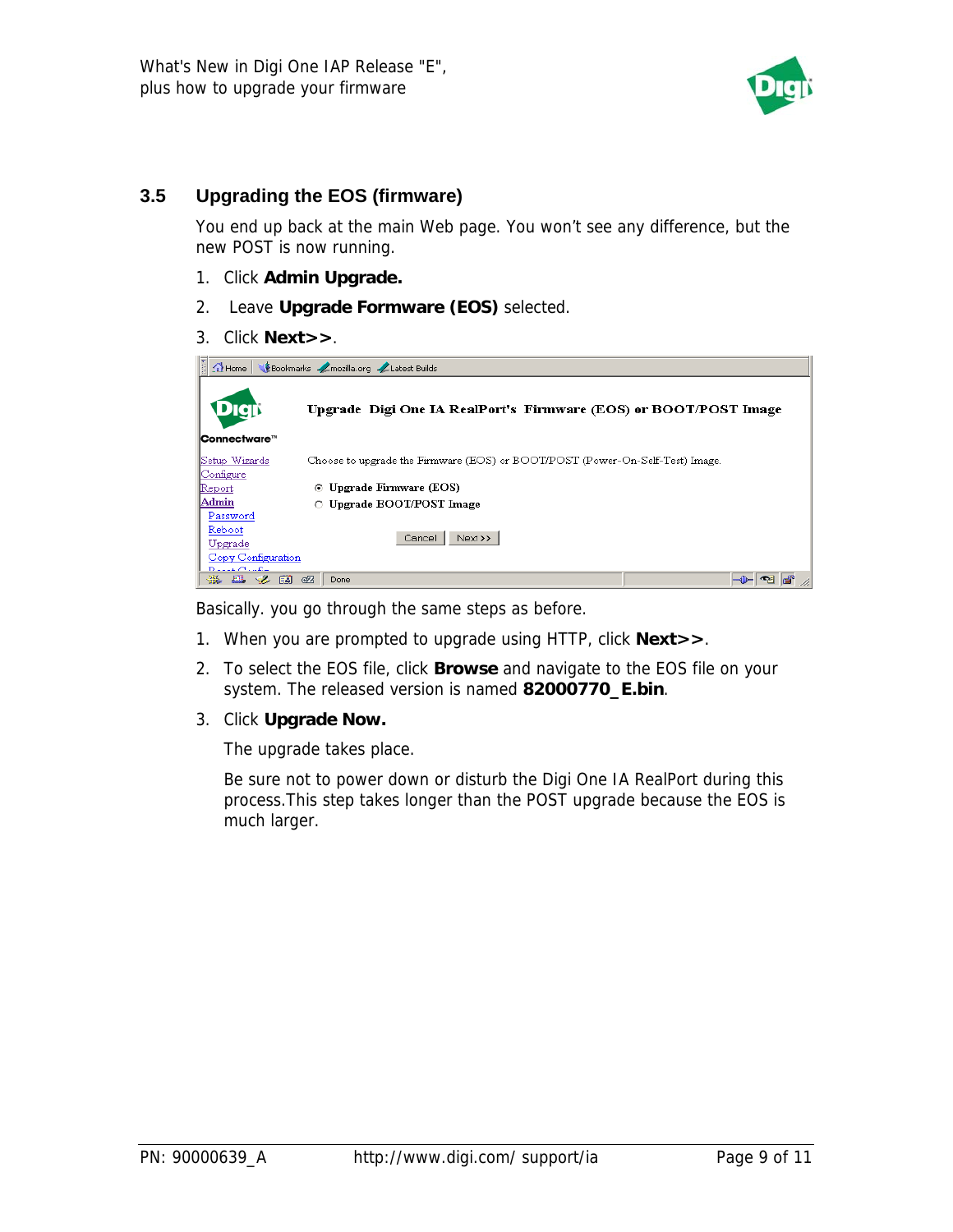## 3.5 Upgrading the EOS (firmware)

You end up back at the main Web page. You won't see any difference, but the new POST is now running.

1. Click **Admin Upgrade.**
2. Leave **Upgrade Formware (EOS)** selected.
3. Click **Next>>**.

Basically. you go through the same steps as before.

1. When you are prompted to upgrade using HTTP, click **Next>>**.
2. To select the EOS file, click **Browse** and navigate to the EOS file on your system. The released version is named **82000770_E.bin**.
3. Click **Upgrade Now.**

   The upgrade takes place.

   Be sure not to power down or disturb the Digi One IA RealPort during this process.This step takes longer than the POST upgrade because the EOS is much larger.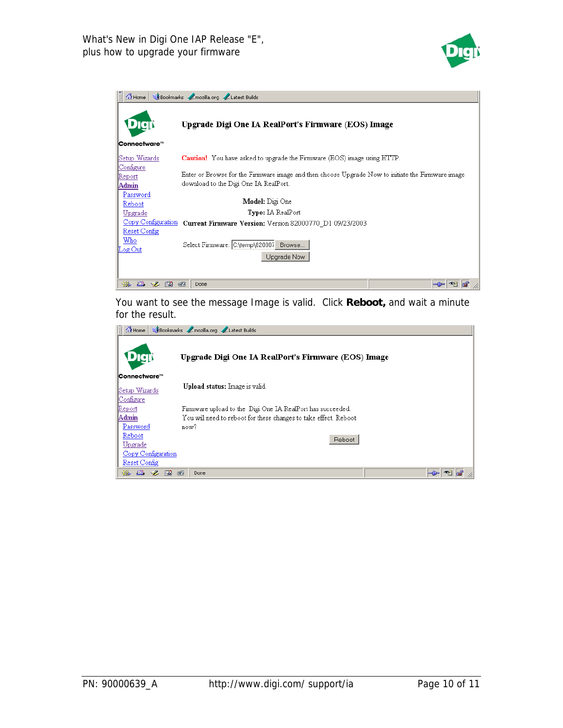Upgrade Digi One IA RealPort's Firmware (EOS) Image

Caution! You have asked to upgrade the Firmware (EOS) image using HTTP.

Enter or Browse for the Firmware image and then choose Upgrade Now to initiate the Firmware image download to the Digi One IA RealPort.

**Model:** Digi One
**Type:** IA RealPort
**Current Firmware Version:** Version 82000770_D1 09/23/2003

Select Firmware: C:\temp\82000 Browse...

Upgrade Now

You want to see the message Image is valid. Click **Reboot,** and wait a minute for the result.

Upgrade Digi One IA RealPort's Firmware (EOS) Image

**Upload status:** Image is valid.

Firmware upload to the Digi One IA RealPort has succeeded.
You will need to reboot for these changes to take effect. Reboot now?

Reboot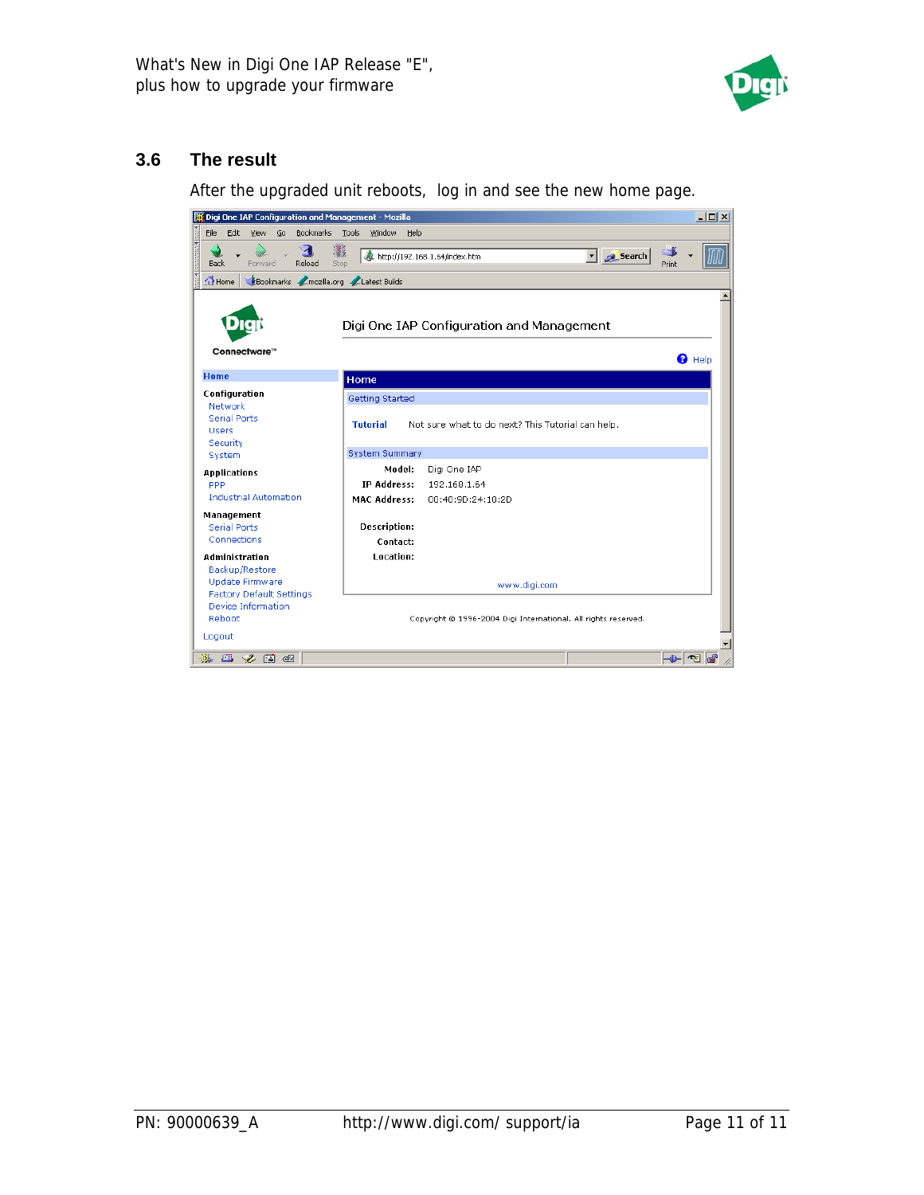## 3.6 The result

After the upgraded unit reboots, log in and see the new home page.